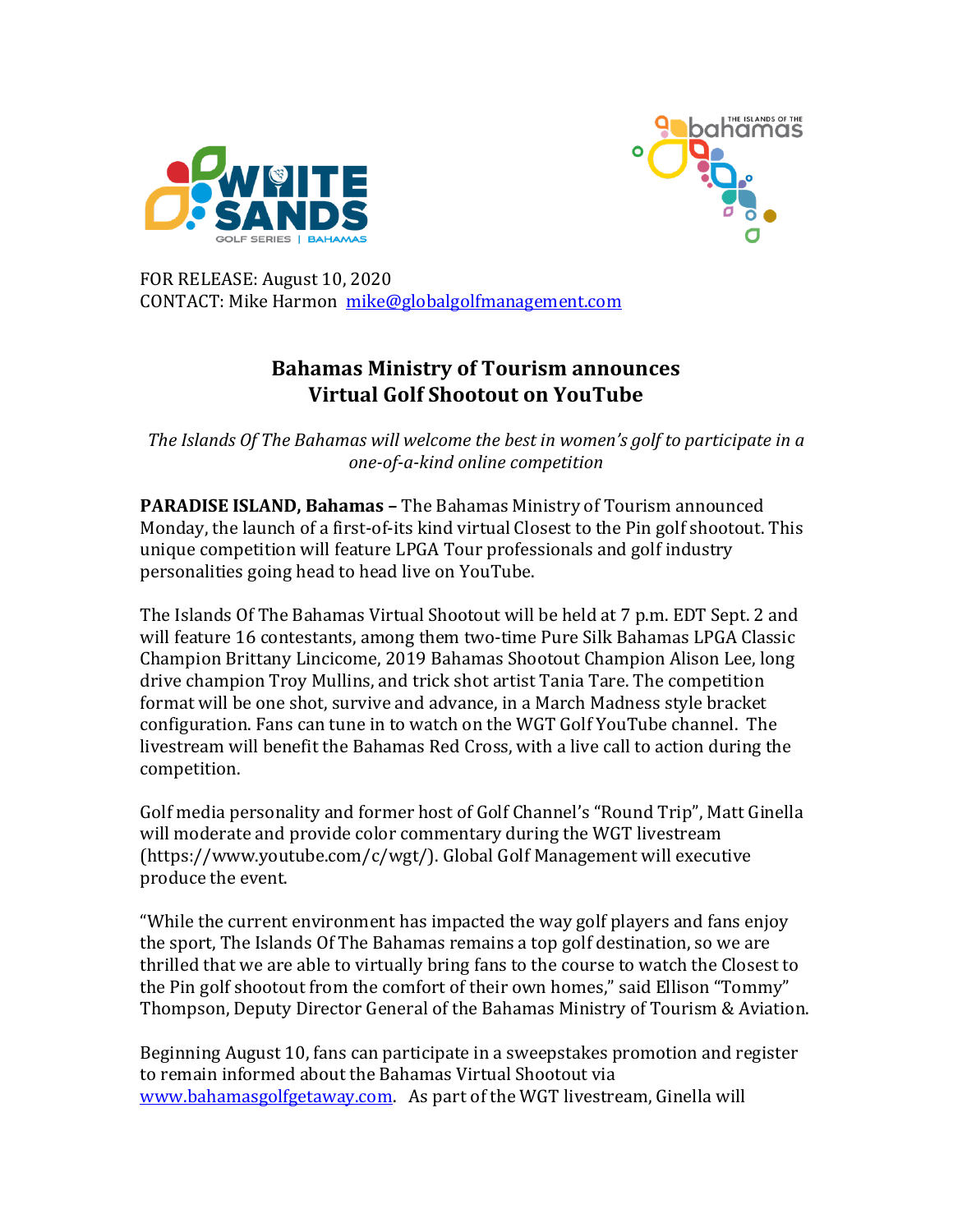FOR RELEASE: August 10, 2020
CONTACT: Mike Harmon mike@globalgolfmanagement.com

# Bahamas Ministry of Tourism announces Virtual Golf Shootout on YouTube

*The Islands Of The Bahamas will welcome the best in women's golf to participate in a one-of-a-kind online competition*

**PARADISE ISLAND, Bahamas –** The Bahamas Ministry of Tourism announced Monday, the launch of a first-of-its kind virtual Closest to the Pin golf shootout. This unique competition will feature LPGA Tour professionals and golf industry personalities going head to head live on YouTube.

The Islands Of The Bahamas Virtual Shootout will be held at 7 p.m. EDT Sept. 2 and will feature 16 contestants, among them two-time Pure Silk Bahamas LPGA Classic Champion Brittany Lincicome, 2019 Bahamas Shootout Champion Alison Lee, long drive champion Troy Mullins, and trick shot artist Tania Tare. The competition format will be one shot, survive and advance, in a March Madness style bracket configuration. Fans can tune in to watch on the WGT Golf YouTube channel. The livestream will benefit the Bahamas Red Cross, with a live call to action during the competition.

Golf media personality and former host of Golf Channel's "Round Trip", Matt Ginella will moderate and provide color commentary during the WGT livestream (https://www.youtube.com/c/wgt/). Global Golf Management will executive produce the event.

"While the current environment has impacted the way golf players and fans enjoy the sport, The Islands Of The Bahamas remains a top golf destination, so we are thrilled that we are able to virtually bring fans to the course to watch the Closest to the Pin golf shootout from the comfort of their own homes," said Ellison "Tommy" Thompson, Deputy Director General of the Bahamas Ministry of Tourism & Aviation.

Beginning August 10, fans can participate in a sweepstakes promotion and register to remain informed about the Bahamas Virtual Shootout via www.bahamasgolfgetaway.com. As part of the WGT livestream, Ginella will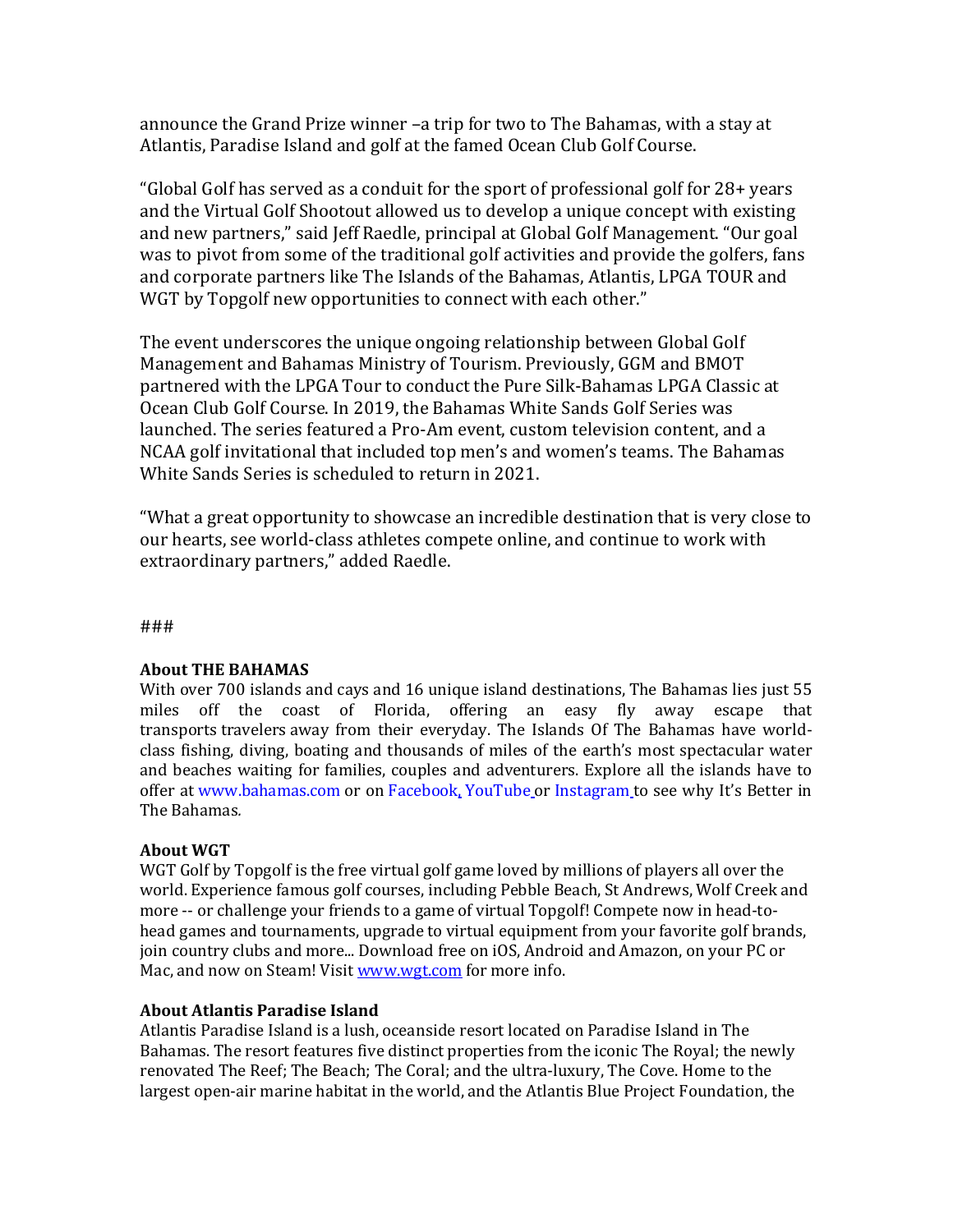announce the Grand Prize winner –a trip for two to The Bahamas, with a stay at Atlantis, Paradise Island and golf at the famed Ocean Club Golf Course.

"Global Golf has served as a conduit for the sport of professional golf for 28+ years and the Virtual Golf Shootout allowed us to develop a unique concept with existing and new partners," said Jeff Raedle, principal at Global Golf Management. "Our goal was to pivot from some of the traditional golf activities and provide the golfers, fans and corporate partners like The Islands of the Bahamas, Atlantis, LPGA TOUR and WGT by Topgolf new opportunities to connect with each other."

The event underscores the unique ongoing relationship between Global Golf Management and Bahamas Ministry of Tourism. Previously, GGM and BMOT partnered with the LPGA Tour to conduct the Pure Silk-Bahamas LPGA Classic at Ocean Club Golf Course. In 2019, the Bahamas White Sands Golf Series was launched. The series featured a Pro-Am event, custom television content, and a NCAA golf invitational that included top men's and women's teams. The Bahamas White Sands Series is scheduled to return in 2021.

"What a great opportunity to showcase an incredible destination that is very close to our hearts, see world-class athletes compete online, and continue to work with extraordinary partners," added Raedle.

###

**About THE BAHAMAS**
With over 700 islands and cays and 16 unique island destinations, The Bahamas lies just 55 miles off the coast of Florida, offering an easy fly away escape that transports travelers away from their everyday. The Islands Of The Bahamas have world-class fishing, diving, boating and thousands of miles of the earth's most spectacular water and beaches waiting for families, couples and adventurers. Explore all the islands have to offer at www.bahamas.com or on Facebook, YouTube or Instagram to see why It's Better in The Bahamas.

**About WGT**
WGT Golf by Topgolf is the free virtual golf game loved by millions of players all over the world. Experience famous golf courses, including Pebble Beach, St Andrews, Wolf Creek and more -- or challenge your friends to a game of virtual Topgolf! Compete now in head-to-head games and tournaments, upgrade to virtual equipment from your favorite golf brands, join country clubs and more... Download free on iOS, Android and Amazon, on your PC or Mac, and now on Steam! Visit www.wgt.com for more info.

**About Atlantis Paradise Island**
Atlantis Paradise Island is a lush, oceanside resort located on Paradise Island in The Bahamas. The resort features five distinct properties from the iconic The Royal; the newly renovated The Reef; The Beach; The Coral; and the ultra-luxury, The Cove. Home to the largest open-air marine habitat in the world, and the Atlantis Blue Project Foundation, the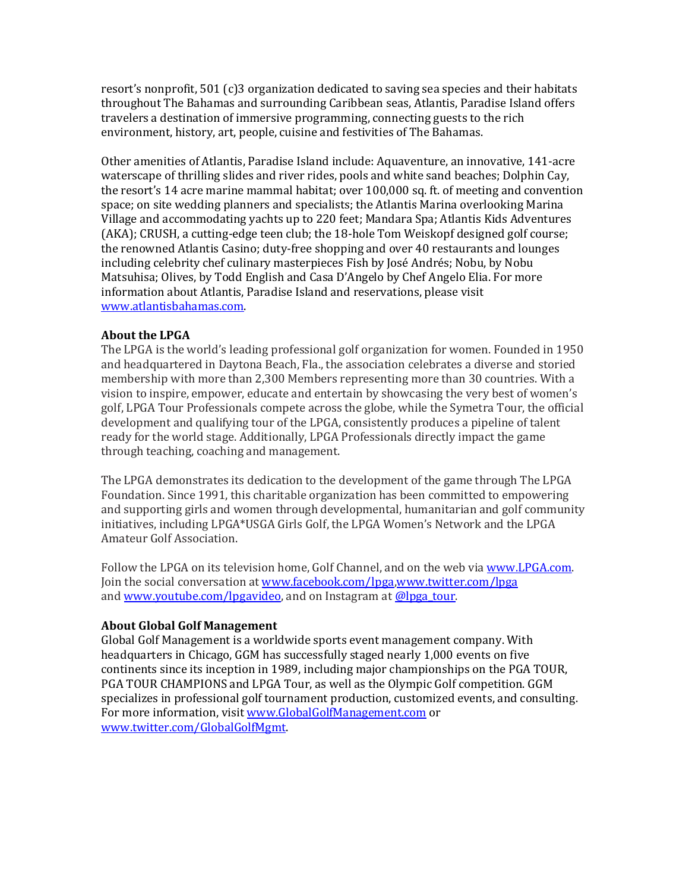resort's nonprofit, 501 (c)3 organization dedicated to saving sea species and their habitats throughout The Bahamas and surrounding Caribbean seas, Atlantis, Paradise Island offers travelers a destination of immersive programming, connecting guests to the rich environment, history, art, people, cuisine and festivities of The Bahamas.

Other amenities of Atlantis, Paradise Island include: Aquaventure, an innovative, 141-acre waterscape of thrilling slides and river rides, pools and white sand beaches; Dolphin Cay, the resort's 14 acre marine mammal habitat; over 100,000 sq. ft. of meeting and convention space; on site wedding planners and specialists; the Atlantis Marina overlooking Marina Village and accommodating yachts up to 220 feet; Mandara Spa; Atlantis Kids Adventures (AKA); CRUSH, a cutting-edge teen club; the 18-hole Tom Weiskopf designed golf course; the renowned Atlantis Casino; duty-free shopping and over 40 restaurants and lounges including celebrity chef culinary masterpieces Fish by José Andrés; Nobu, by Nobu Matsuhisa; Olives, by Todd English and Casa D'Angelo by Chef Angelo Elia. For more information about Atlantis, Paradise Island and reservations, please visit [www.atlantisbahamas.com](http://www.atlantisbahamas.com).

**About the LPGA**

The LPGA is the world's leading professional golf organization for women. Founded in 1950 and headquartered in Daytona Beach, Fla., the association celebrates a diverse and storied membership with more than 2,300 Members representing more than 30 countries. With a vision to inspire, empower, educate and entertain by showcasing the very best of women's golf, LPGA Tour Professionals compete across the globe, while the Symetra Tour, the official development and qualifying tour of the LPGA, consistently produces a pipeline of talent ready for the world stage. Additionally, LPGA Professionals directly impact the game through teaching, coaching and management.

The LPGA demonstrates its dedication to the development of the game through The LPGA Foundation. Since 1991, this charitable organization has been committed to empowering and supporting girls and women through developmental, humanitarian and golf community initiatives, including LPGA*USGA Girls Golf, the LPGA Women's Network and the LPGA Amateur Golf Association.

Follow the LPGA on its television home, Golf Channel, and on the web via [www.LPGA.com](http://www.LPGA.com). Join the social conversation at [www.facebook.com/lpga](http://www.facebook.com/lpga),[www.twitter.com/lpga](http://www.twitter.com/lpga) and [www.youtube.com/lpgavideo](http://www.youtube.com/lpgavideo), and on Instagram at @lpga_tour.

**About Global Golf Management**

Global Golf Management is a worldwide sports event management company. With headquarters in Chicago, GGM has successfully staged nearly 1,000 events on five continents since its inception in 1989, including major championships on the PGA TOUR, PGA TOUR CHAMPIONS and LPGA Tour, as well as the Olympic Golf competition. GGM specializes in professional golf tournament production, customized events, and consulting. For more information, visit [www.GlobalGolfManagement.com](http://www.GlobalGolfManagement.com) or [www.twitter.com/GlobalGolfMgmt](http://www.twitter.com/GlobalGolfMgmt).